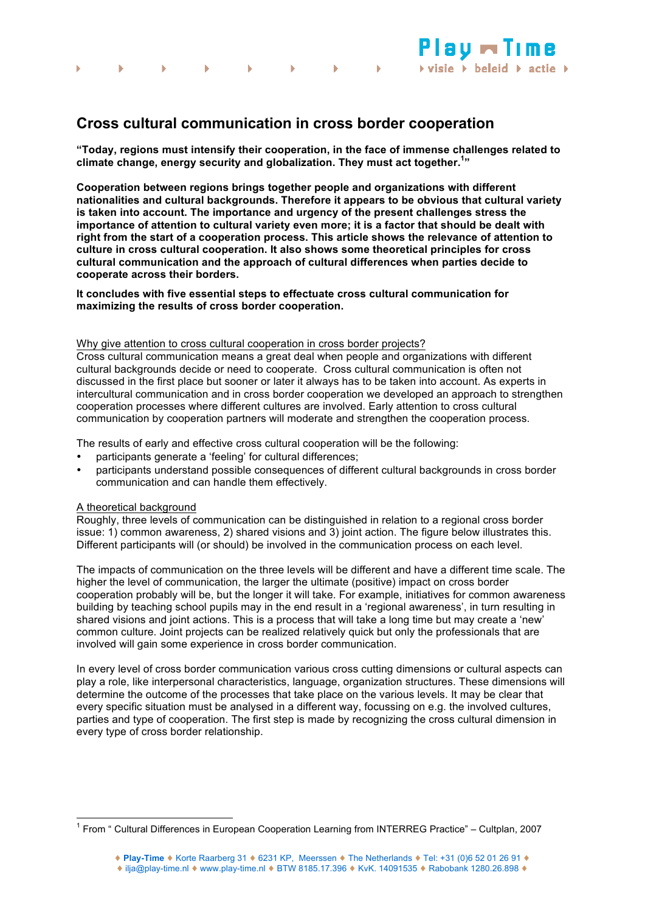# Cross cultural communication in cross border cooperation

**"Today, regions must intensify their cooperation, in the face of immense challenges related to climate change, energy security and globalization. They must act together.[1]"**

**Cooperation between regions brings together people and organizations with different nationalities and cultural backgrounds. Therefore it appears to be obvious that cultural variety is taken into account. The importance and urgency of the present challenges stress the importance of attention to cultural variety even more; it is a factor that should be dealt with right from the start of a cooperation process. This article shows the relevance of attention to culture in cross cultural cooperation. It also shows some theoretical principles for cross cultural communication and the approach of cultural differences when parties decide to cooperate across their borders.**

**It concludes with five essential steps to effectuate cross cultural communication for maximizing the results of cross border cooperation.**

## Why give attention to cross cultural cooperation in cross border projects?

Cross cultural communication means a great deal when people and organizations with different cultural backgrounds decide or need to cooperate. Cross cultural communication is often not discussed in the first place but sooner or later it always has to be taken into account. As experts in intercultural communication and in cross border cooperation we developed an approach to strengthen cooperation processes where different cultures are involved. Early attention to cross cultural communication by cooperation partners will moderate and strengthen the cooperation process.

The results of early and effective cross cultural cooperation will be the following:

- participants generate a 'feeling' for cultural differences;
- participants understand possible consequences of different cultural backgrounds in cross border communication and can handle them effectively.

## A theoretical background

Roughly, three levels of communication can be distinguished in relation to a regional cross border issue: 1) common awareness, 2) shared visions and 3) joint action. The figure below illustrates this. Different participants will (or should) be involved in the communication process on each level.

The impacts of communication on the three levels will be different and have a different time scale. The higher the level of communication, the larger the ultimate (positive) impact on cross border cooperation probably will be, but the longer it will take. For example, initiatives for common awareness building by teaching school pupils may in the end result in a 'regional awareness', in turn resulting in shared visions and joint actions. This is a process that will take a long time but may create a 'new' common culture. Joint projects can be realized relatively quick but only the professionals that are involved will gain some experience in cross border communication.

In every level of cross border communication various cross cutting dimensions or cultural aspects can play a role, like interpersonal characteristics, language, organization structures. These dimensions will determine the outcome of the processes that take place on the various levels. It may be clear that every specific situation must be analysed in a different way, focussing on e.g. the involved cultures, parties and type of cooperation. The first step is made by recognizing the cross cultural dimension in every type of cross border relationship.

[1] From " Cultural Differences in European Cooperation Learning from INTERREG Practice" – Cultplan, 2007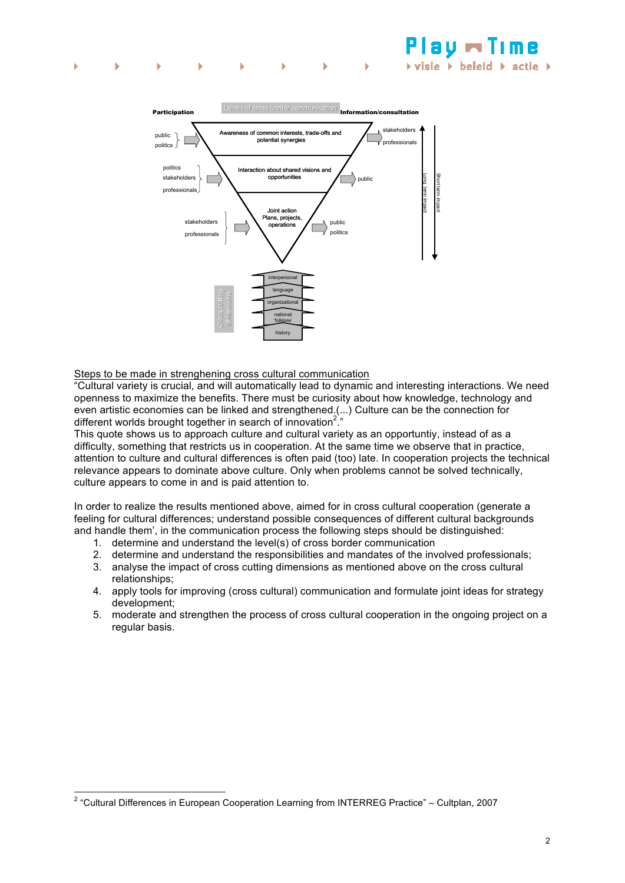**Levels of cross border communication**

**Participation** | **Information/consultation**

public, politics → Awareness of common interests, trade-offs and potential synergies → stakeholders, professionals

politics, stakeholders, professionals → Interaction about shared visions and opportunities → public

stakeholders, professionals → Joint action Plans, projects, operations → public, politics

Long term impact / Short term impact

Cross cutting dimensions: interpersonal, language, organizational, national 'folklore', history

Steps to be made in strenghening cross cultural communication

"Cultural variety is crucial, and will automatically lead to dynamic and interesting interactions. We need openness to maximize the benefits. There must be curiosity about how knowledge, technology and even artistic economies can be linked and strengthened.(...) Culture can be the connection for different worlds brought together in search of innovation[2]."

This quote shows us to approach culture and cultural variety as an opportuntiy, instead of as a difficulty, something that restricts us in cooperation. At the same time we observe that in practice, attention to culture and cultural differences is often paid (too) late. In cooperation projects the technical relevance appears to dominate above culture. Only when problems cannot be solved technically, culture appears to come in and is paid attention to.

In order to realize the results mentioned above, aimed for in cross cultural cooperation (generate a feeling for cultural differences; understand possible consequences of different cultural backgrounds and handle them', in the communication process the following steps should be distinguished:

1. determine and understand the level(s) of cross border communication
2. determine and understand the responsibilities and mandates of the involved professionals;
3. analyse the impact of cross cutting dimensions as mentioned above on the cross cultural relationships;
4. apply tools for improving (cross cultural) communication and formulate joint ideas for strategy development;
5. moderate and strengthen the process of cross cultural cooperation in the ongoing project on a regular basis.

[2] "Cultural Differences in European Cooperation Learning from INTERREG Practice" – Cultplan, 2007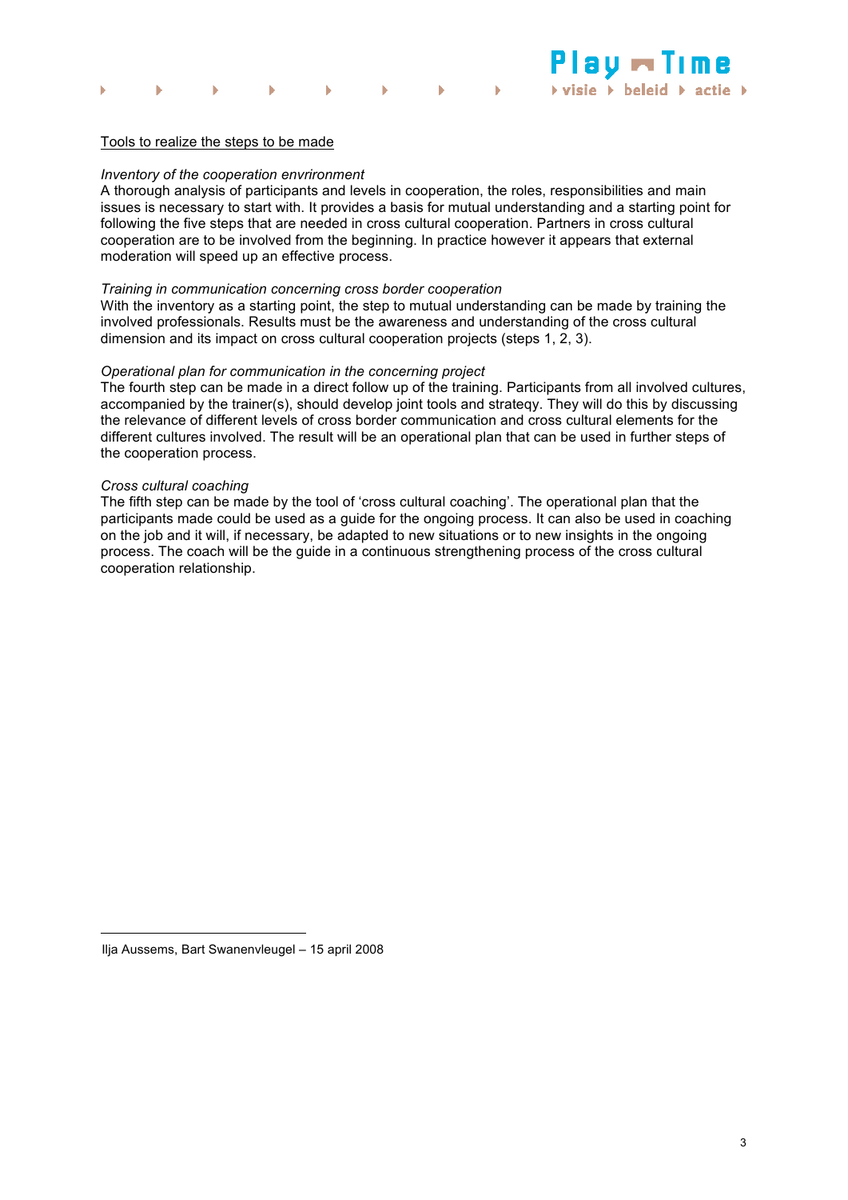<u>Tools to realize the steps to be made</u>

*Inventory of the cooperation envrironment*

A thorough analysis of participants and levels in cooperation, the roles, responsibilities and main issues is necessary to start with. It provides a basis for mutual understanding and a starting point for following the five steps that are needed in cross cultural cooperation. Partners in cross cultural cooperation are to be involved from the beginning. In practice however it appears that external moderation will speed up an effective process.

*Training in communication concerning cross border cooperation*

With the inventory as a starting point, the step to mutual understanding can be made by training the involved professionals. Results must be the awareness and understanding of the cross cultural dimension and its impact on cross cultural cooperation projects (steps 1, 2, 3).

*Operational plan for communication in the concerning project*

The fourth step can be made in a direct follow up of the training. Participants from all involved cultures, accompanied by the trainer(s), should develop joint tools and strateqy. They will do this by discussing the relevance of different levels of cross border communication and cross cultural elements for the different cultures involved. The result will be an operational plan that can be used in further steps of the cooperation process.

*Cross cultural coaching*

The fifth step can be made by the tool of 'cross cultural coaching'. The operational plan that the participants made could be used as a guide for the ongoing process. It can also be used in coaching on the job and it will, if necessary, be adapted to new situations or to new insights in the ongoing process. The coach will be the guide in a continuous strengthening process of the cross cultural cooperation relationship.

Ilja Aussems, Bart Swanenvleugel – 15 april 2008